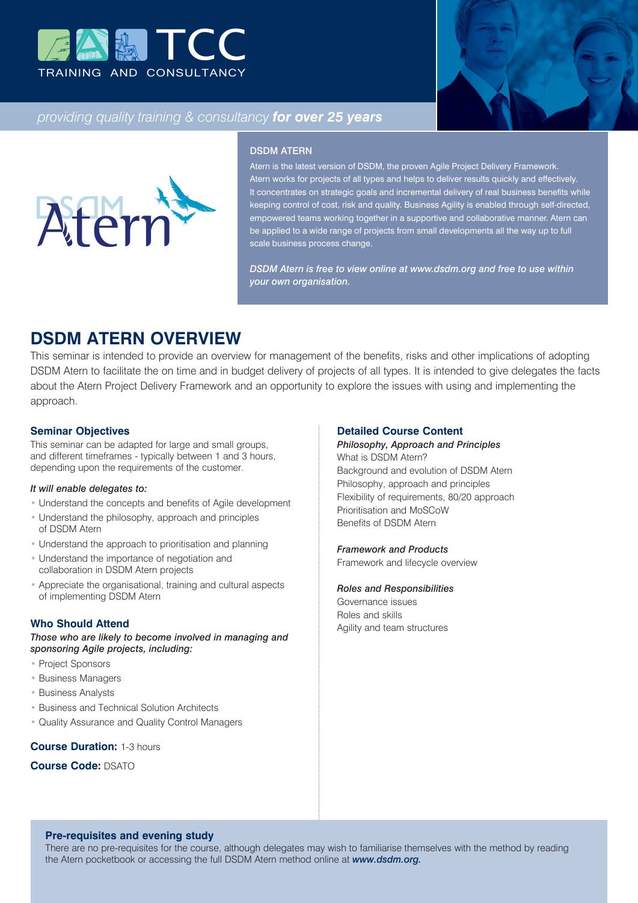TCC

TRAINING AND CONSULTANCY

*providing quality training & consultancy* ***for over 25 years***

DSDM Atern

### DSDM ATERN

Atern is the latest version of DSDM, the proven Agile Project Delivery Framework. Atern works for projects of all types and helps to deliver results quickly and effectively. It concentrates on strategic goals and incremental delivery of real business benefits while keeping control of cost, risk and quality. Business Agility is enabled through self-directed, empowered teams working together in a supportive and collaborative manner. Atern can be applied to a wide range of projects from small developments all the way up to full scale business process change.

***DSDM Atern is free to view online at www.dsdm.org and free to use within your own organisation.***

# DSDM ATERN OVERVIEW

This seminar is intended to provide an overview for management of the benefits, risks and other implications of adopting DSDM Atern to facilitate the on time and in budget delivery of projects of all types. It is intended to give delegates the facts about the Atern Project Delivery Framework and an opportunity to explore the issues with using and implementing the approach.

### Seminar Objectives

This seminar can be adapted for large and small groups, and different timeframes - typically between 1 and 3 hours, depending upon the requirements of the customer.

*It will enable delegates to:*

- Understand the concepts and benefits of Agile development
- Understand the philosophy, approach and principles of DSDM Atern
- Understand the approach to prioritisation and planning
- Understand the importance of negotiation and collaboration in DSDM Atern projects
- Appreciate the organisational, training and cultural aspects of implementing DSDM Atern

### Who Should Attend

*Those who are likely to become involved in managing and sponsoring Agile projects, including:*

- Project Sponsors
- Business Managers
- Business Analysts
- Business and Technical Solution Architects
- Quality Assurance and Quality Control Managers

**Course Duration:** 1-3 hours

**Course Code:** DSATO

### Detailed Course Content

***Philosophy, Approach and Principles***

What is DSDM Atern?
Background and evolution of DSDM Atern
Philosophy, approach and principles
Flexibility of requirements, 80/20 approach
Prioritisation and MoSCoW
Benefits of DSDM Atern

***Framework and Products***

Framework and lifecycle overview

***Roles and Responsibilities***

Governance issues
Roles and skills
Agility and team structures

### Pre-requisites and evening study

There are no pre-requisites for the course, although delegates may wish to familiarise themselves with the method by reading the Atern pocketbook or accessing the full DSDM Atern method online at ***www.dsdm.org.***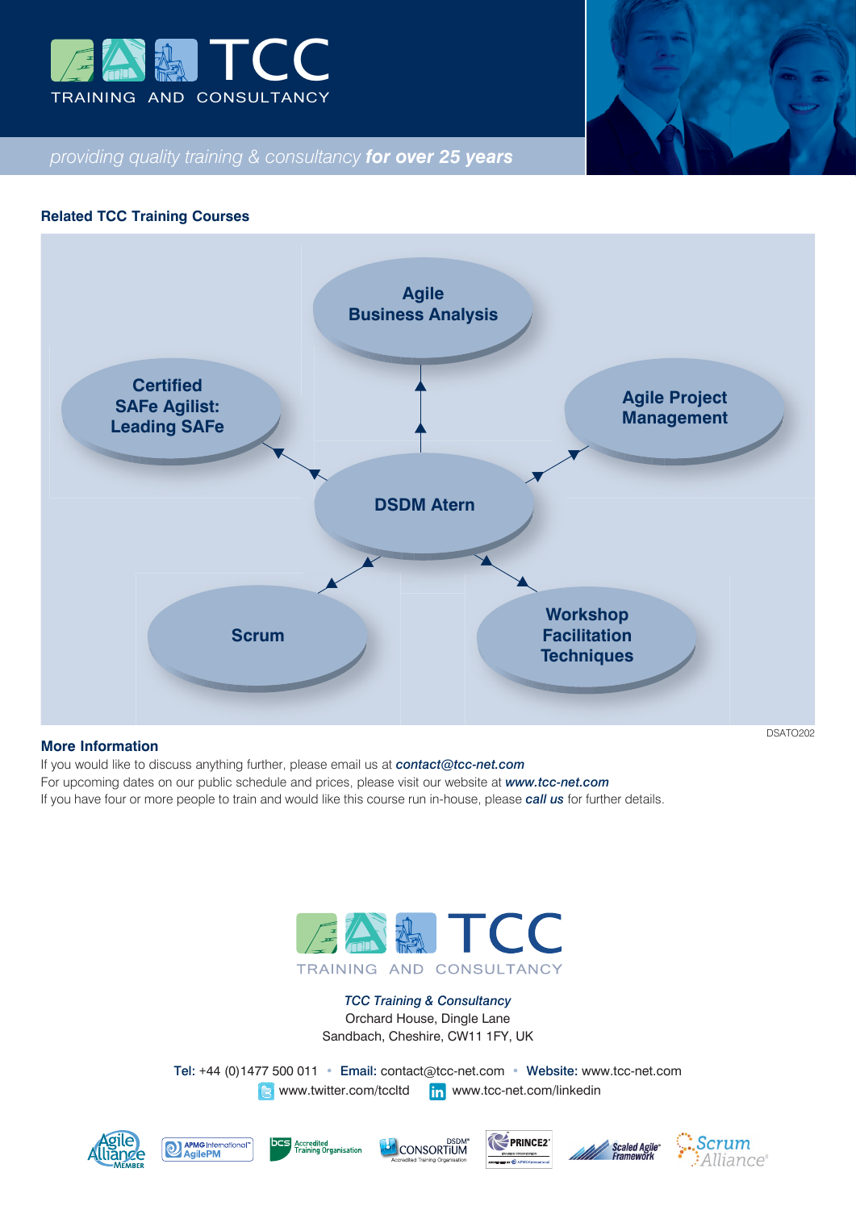TCC TRAINING AND CONSULTANCY

*providing quality training & consultancy* ***for over 25 years***

## Related TCC Training Courses

Agile Business Analysis

Certified SAFe Agilist: Leading SAFe

Agile Project Management

DSDM Atern

Scrum

Workshop Facilitation Techniques

DSATO202

## More Information

If you would like to discuss anything further, please email us at ***contact@tcc-net.com***
For upcoming dates on our public schedule and prices, please visit our website at ***www.tcc-net.com***
If you have four or more people to train and would like this course run in-house, please ***call us*** for further details.

TCC TRAINING AND CONSULTANCY

*TCC Training & Consultancy*
Orchard House, Dingle Lane
Sandbach, Cheshire, CW11 1FY, UK

**Tel:** +44 (0)1477 500 011 • **Email:** contact@tcc-net.com • **Website:** www.tcc-net.com
www.twitter.com/tccltd www.tcc-net.com/linkedin